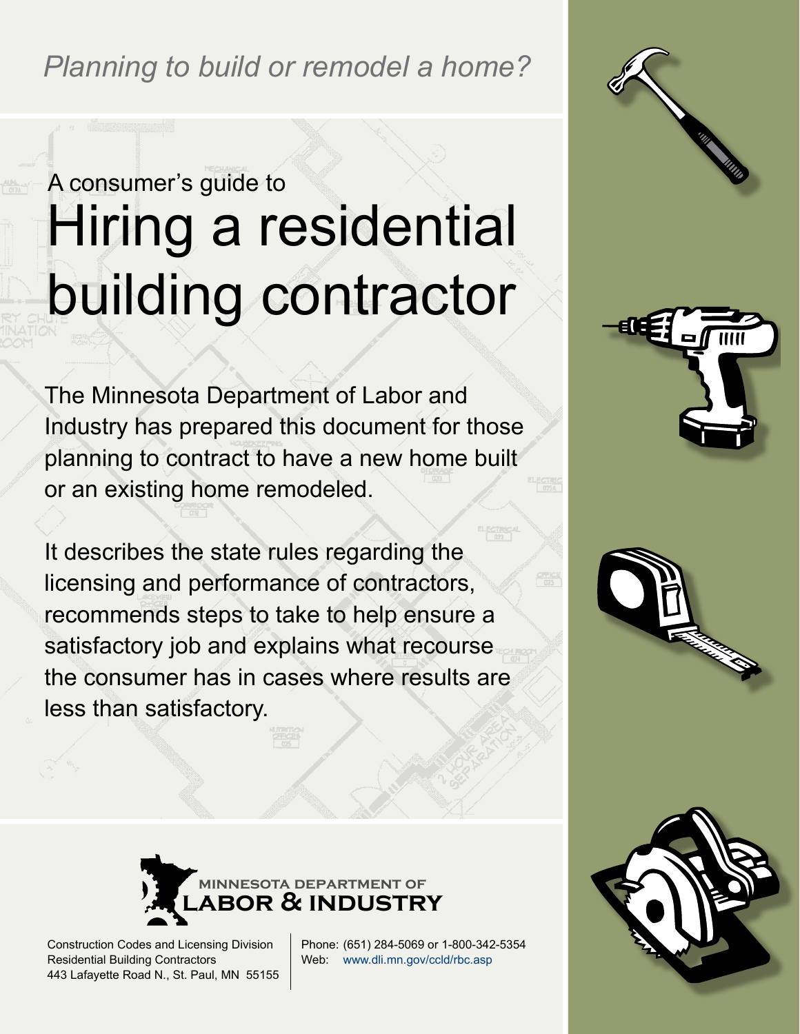*Planning to build or remodel a home?*

A consumer's guide to

# Hiring a residential building contractor

The Minnesota Department of Labor and Industry has prepared this document for those planning to contract to have a new home built or an existing home remodeled.

It describes the state rules regarding the licensing and performance of contractors, recommends steps to take to help ensure a satisfactory job and explains what recourse the consumer has in cases where results are less than satisfactory.

**MINNESOTA DEPARTMENT OF LABOR & INDUSTRY**

Construction Codes and Licensing Division
Residential Building Contractors
443 Lafayette Road N., St. Paul, MN 55155

Phone: (651) 284-5069 or 1-800-342-5354
Web: www.dli.mn.gov/ccld/rbc.asp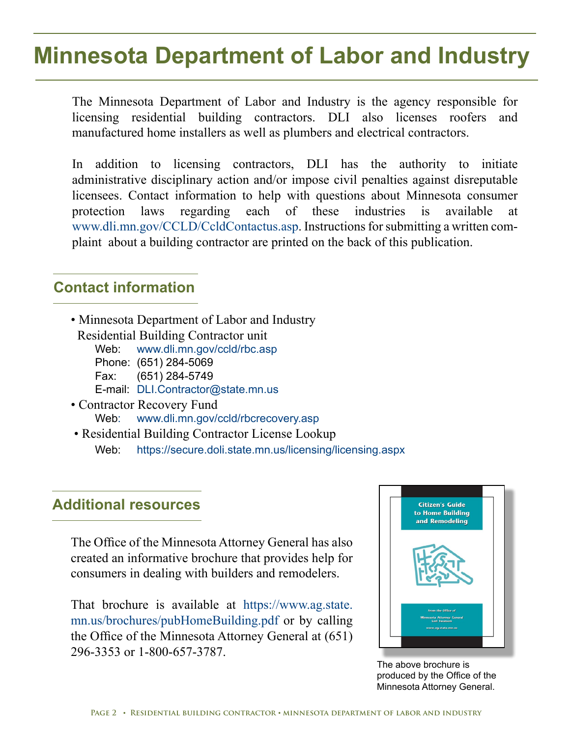# Minnesota Department of Labor and Industry

The Minnesota Department of Labor and Industry is the agency responsible for licensing residential building contractors. DLI also licenses roofers and manufactured home installers as well as plumbers and electrical contractors.

In addition to licensing contractors, DLI has the authority to initiate administrative disciplinary action and/or impose civil penalties against disreputable licensees. Contact information to help with questions about Minnesota consumer protection laws regarding each of these industries is available at www.dli.mn.gov/CCLD/CcldContactus.asp. Instructions for submitting a written complaint about a building contractor are printed on the back of this publication.

## Contact information

- Minnesota Department of Labor and Industry
  Residential Building Contractor unit
  - Web: www.dli.mn.gov/ccld/rbc.asp
  - Phone: (651) 284-5069
  - Fax: (651) 284-5749
  - E-mail: DLI.Contractor@state.mn.us
- Contractor Recovery Fund
  - Web: www.dli.mn.gov/ccld/rbcrecovery.asp
- Residential Building Contractor License Lookup
  - Web: https://secure.doli.state.mn.us/licensing/licensing.aspx

## Additional resources

The Office of the Minnesota Attorney General has also created an informative brochure that provides help for consumers in dealing with builders and remodelers.

That brochure is available at https://www.ag.state.mn.us/brochures/pubHomeBuilding.pdf or by calling the Office of the Minnesota Attorney General at (651) 296-3353 or 1-800-657-3787.

The above brochure is produced by the Office of the Minnesota Attorney General.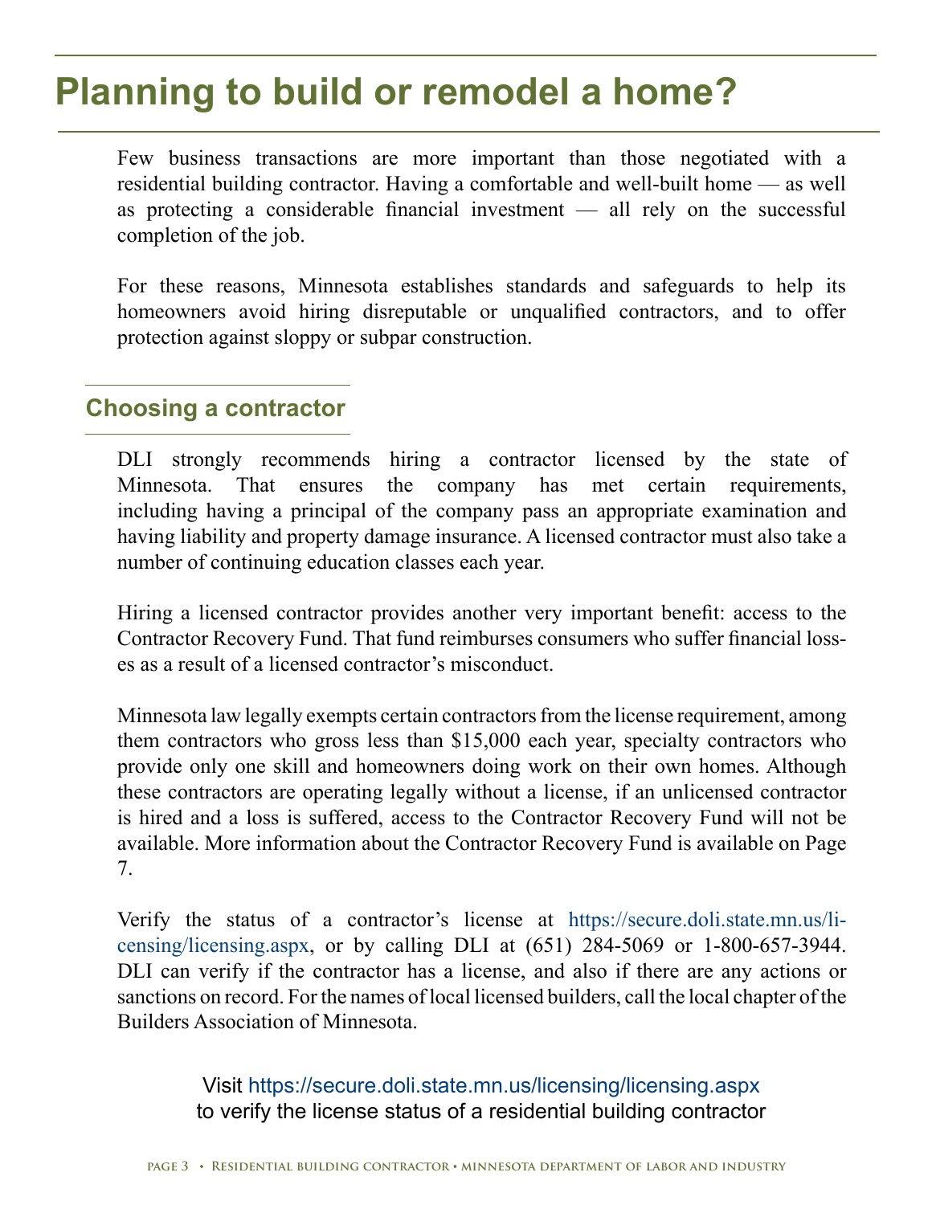# Planning to build or remodel a home?

Few business transactions are more important than those negotiated with a residential building contractor. Having a comfortable and well-built home — as well as protecting a considerable financial investment — all rely on the successful completion of the job.

For these reasons, Minnesota establishes standards and safeguards to help its homeowners avoid hiring disreputable or unqualified contractors, and to offer protection against sloppy or subpar construction.

## Choosing a contractor

DLI strongly recommends hiring a contractor licensed by the state of Minnesota. That ensures the company has met certain requirements, including having a principal of the company pass an appropriate examination and having liability and property damage insurance. A licensed contractor must also take a number of continuing education classes each year.

Hiring a licensed contractor provides another very important benefit: access to the Contractor Recovery Fund. That fund reimburses consumers who suffer financial losses as a result of a licensed contractor's misconduct.

Minnesota law legally exempts certain contractors from the license requirement, among them contractors who gross less than $15,000 each year, specialty contractors who provide only one skill and homeowners doing work on their own homes. Although these contractors are operating legally without a license, if an unlicensed contractor is hired and a loss is suffered, access to the Contractor Recovery Fund will not be available. More information about the Contractor Recovery Fund is available on Page 7.

Verify the status of a contractor's license at https://secure.doli.state.mn.us/licensing/licensing.aspx, or by calling DLI at (651) 284-5069 or 1-800-657-3944. DLI can verify if the contractor has a license, and also if there are any actions or sanctions on record. For the names of local licensed builders, call the local chapter of the Builders Association of Minnesota.

Visit https://secure.doli.state.mn.us/licensing/licensing.aspx to verify the license status of a residential building contractor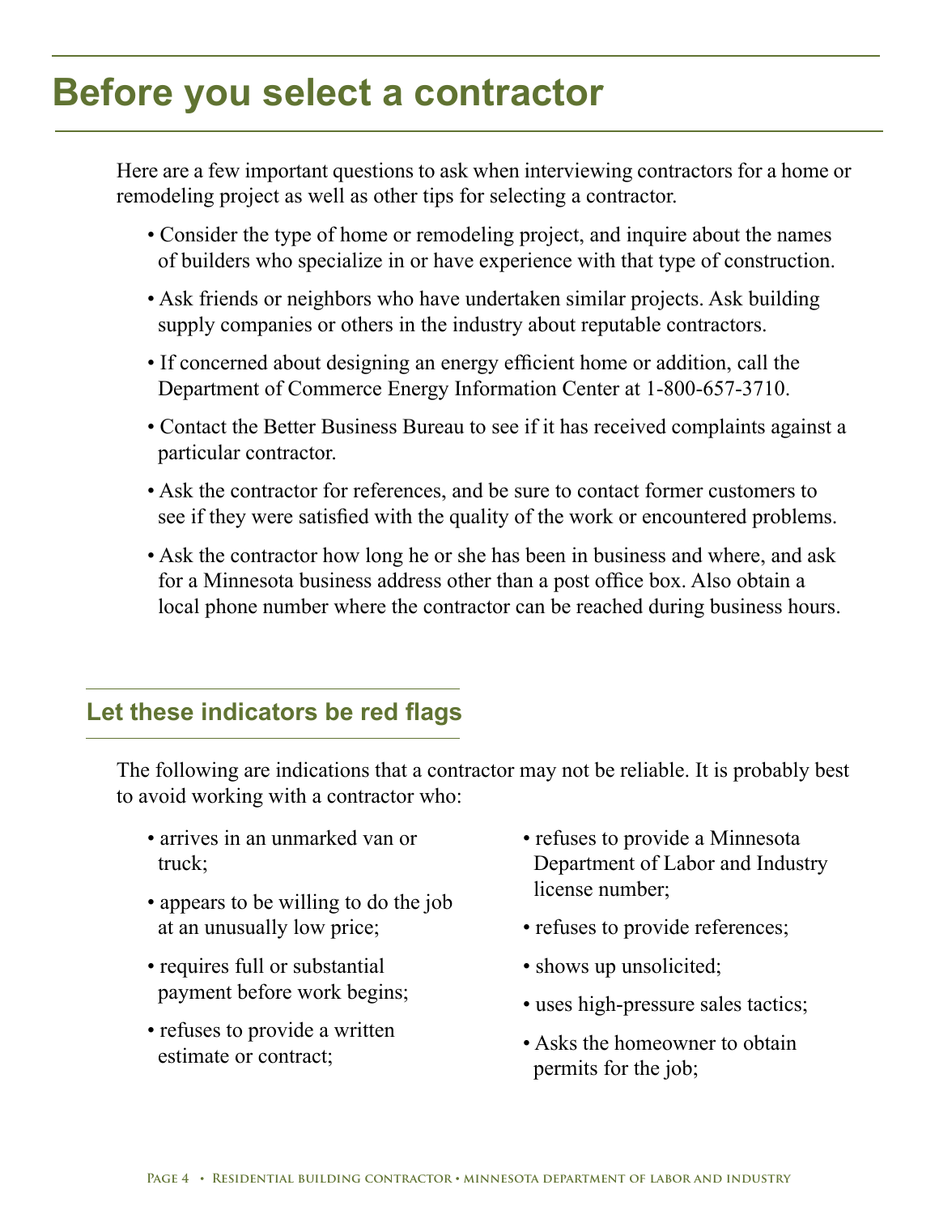# Before you select a contractor

Here are a few important questions to ask when interviewing contractors for a home or remodeling project as well as other tips for selecting a contractor.

- Consider the type of home or remodeling project, and inquire about the names of builders who specialize in or have experience with that type of construction.
- Ask friends or neighbors who have undertaken similar projects. Ask building supply companies or others in the industry about reputable contractors.
- If concerned about designing an energy efficient home or addition, call the Department of Commerce Energy Information Center at 1-800-657-3710.
- Contact the Better Business Bureau to see if it has received complaints against a particular contractor.
- Ask the contractor for references, and be sure to contact former customers to see if they were satisfied with the quality of the work or encountered problems.
- Ask the contractor how long he or she has been in business and where, and ask for a Minnesota business address other than a post office box. Also obtain a local phone number where the contractor can be reached during business hours.

## Let these indicators be red flags

The following are indications that a contractor may not be reliable. It is probably best to avoid working with a contractor who:

- arrives in an unmarked van or truck;
- appears to be willing to do the job at an unusually low price;
- requires full or substantial payment before work begins;
- refuses to provide a written estimate or contract;
- refuses to provide a Minnesota Department of Labor and Industry license number;
- refuses to provide references;
- shows up unsolicited;
- uses high-pressure sales tactics;
- Asks the homeowner to obtain permits for the job;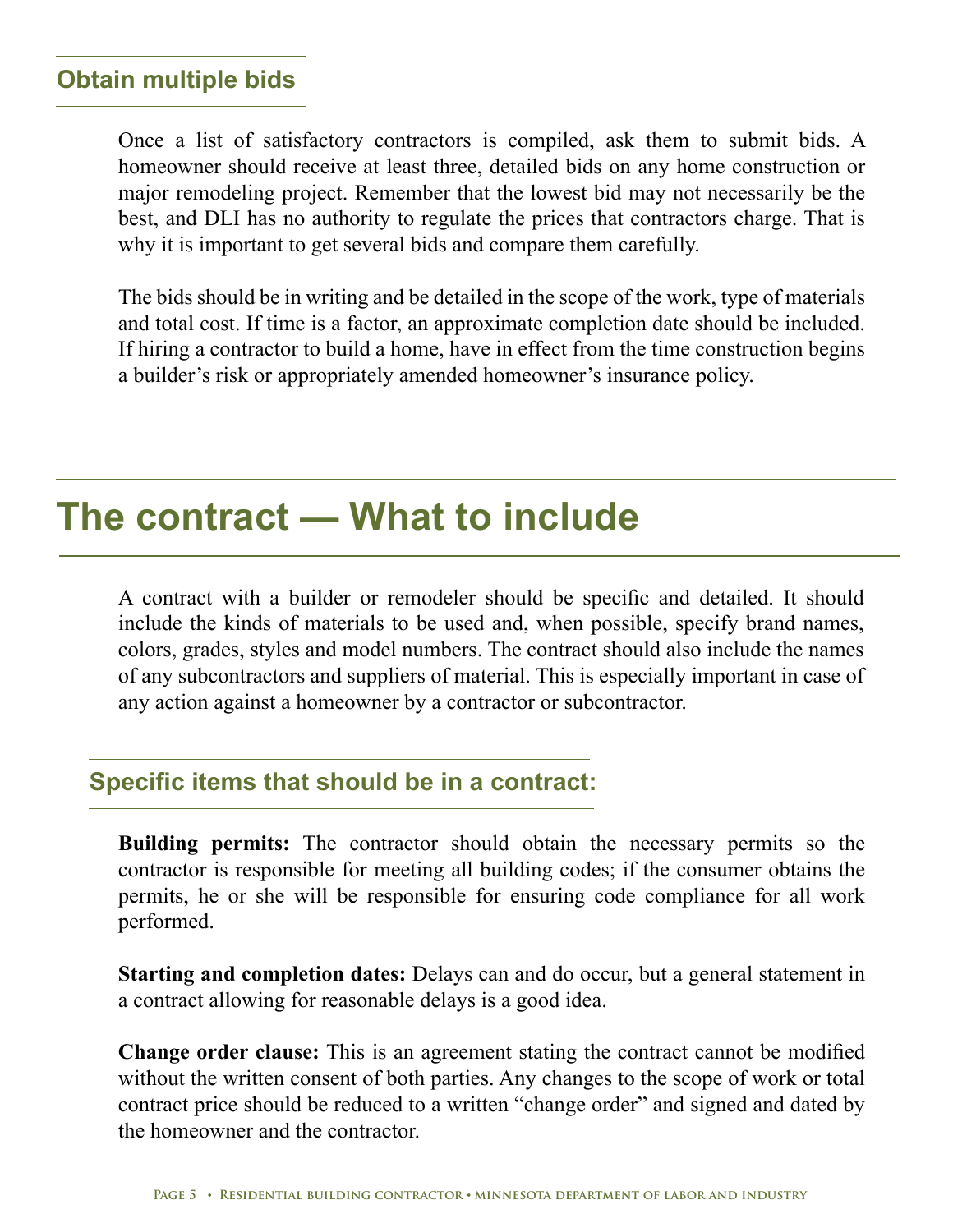### Obtain multiple bids

Once a list of satisfactory contractors is compiled, ask them to submit bids. A homeowner should receive at least three, detailed bids on any home construction or major remodeling project. Remember that the lowest bid may not necessarily be the best, and DLI has no authority to regulate the prices that contractors charge. That is why it is important to get several bids and compare them carefully.

The bids should be in writing and be detailed in the scope of the work, type of materials and total cost. If time is a factor, an approximate completion date should be included. If hiring a contractor to build a home, have in effect from the time construction begins a builder's risk or appropriately amended homeowner's insurance policy.

## The contract — What to include

A contract with a builder or remodeler should be specific and detailed. It should include the kinds of materials to be used and, when possible, specify brand names, colors, grades, styles and model numbers. The contract should also include the names of any subcontractors and suppliers of material. This is especially important in case of any action against a homeowner by a contractor or subcontractor.

### Specific items that should be in a contract:

**Building permits:** The contractor should obtain the necessary permits so the contractor is responsible for meeting all building codes; if the consumer obtains the permits, he or she will be responsible for ensuring code compliance for all work performed.

**Starting and completion dates:** Delays can and do occur, but a general statement in a contract allowing for reasonable delays is a good idea.

**Change order clause:** This is an agreement stating the contract cannot be modified without the written consent of both parties. Any changes to the scope of work or total contract price should be reduced to a written "change order" and signed and dated by the homeowner and the contractor.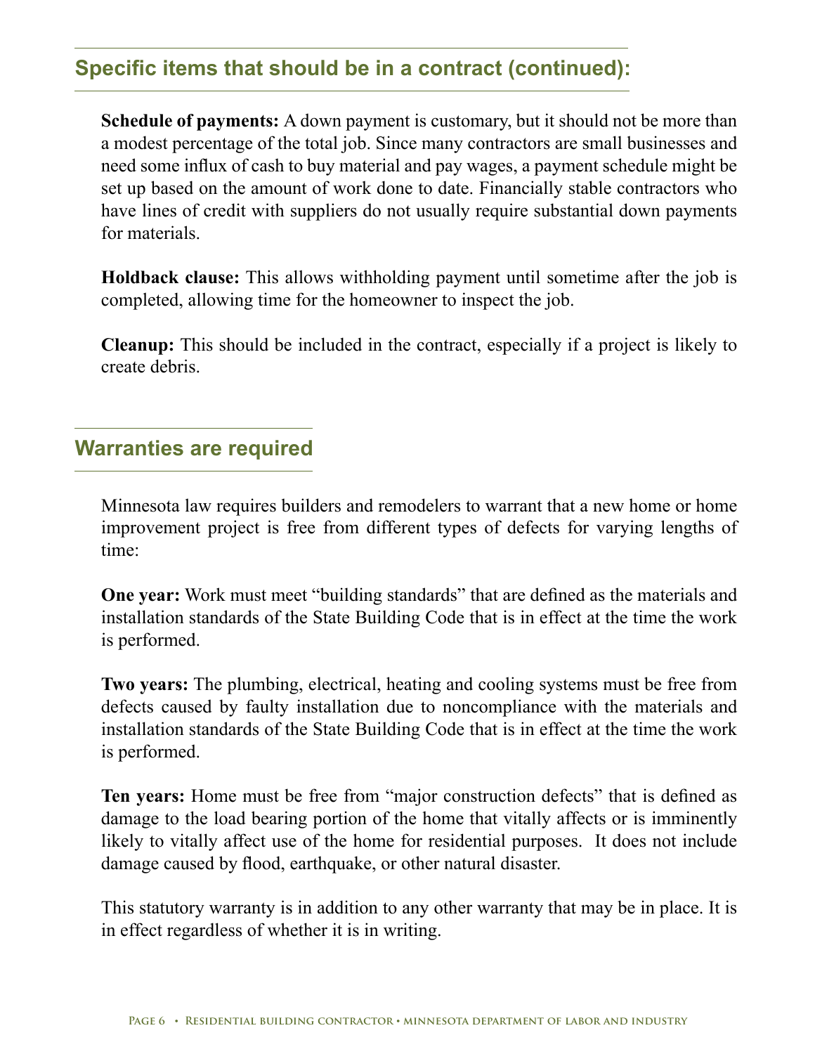## Specific items that should be in a contract (continued):

**Schedule of payments:** A down payment is customary, but it should not be more than a modest percentage of the total job. Since many contractors are small businesses and need some influx of cash to buy material and pay wages, a payment schedule might be set up based on the amount of work done to date. Financially stable contractors who have lines of credit with suppliers do not usually require substantial down payments for materials.

**Holdback clause:** This allows withholding payment until sometime after the job is completed, allowing time for the homeowner to inspect the job.

**Cleanup:** This should be included in the contract, especially if a project is likely to create debris.

## Warranties are required

Minnesota law requires builders and remodelers to warrant that a new home or home improvement project is free from different types of defects for varying lengths of time:

**One year:** Work must meet "building standards" that are defined as the materials and installation standards of the State Building Code that is in effect at the time the work is performed.

**Two years:** The plumbing, electrical, heating and cooling systems must be free from defects caused by faulty installation due to noncompliance with the materials and installation standards of the State Building Code that is in effect at the time the work is performed.

**Ten years:** Home must be free from "major construction defects" that is defined as damage to the load bearing portion of the home that vitally affects or is imminently likely to vitally affect use of the home for residential purposes. It does not include damage caused by flood, earthquake, or other natural disaster.

This statutory warranty is in addition to any other warranty that may be in place. It is in effect regardless of whether it is in writing.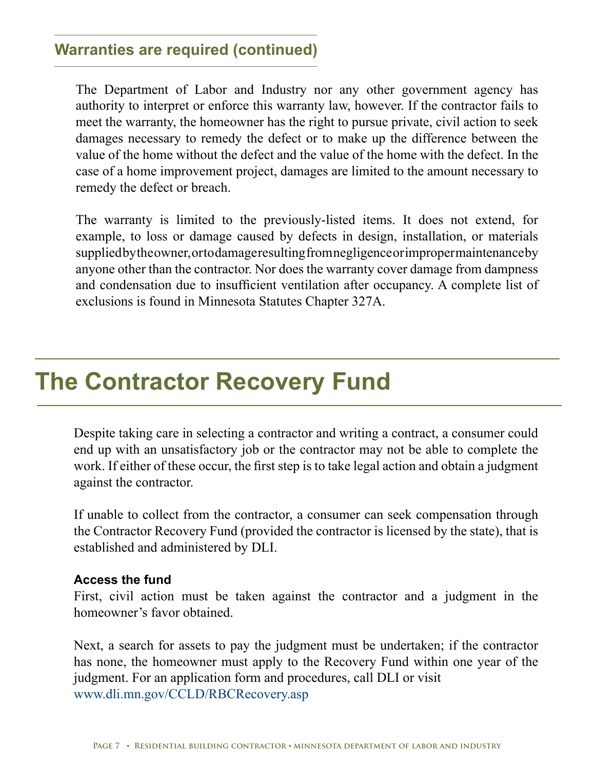## Warranties are required (continued)

The Department of Labor and Industry nor any other government agency has authority to interpret or enforce this warranty law, however. If the contractor fails to meet the warranty, the homeowner has the right to pursue private, civil action to seek damages necessary to remedy the defect or to make up the difference between the value of the home without the defect and the value of the home with the defect. In the case of a home improvement project, damages are limited to the amount necessary to remedy the defect or breach.

The warranty is limited to the previously-listed items. It does not extend, for example, to loss or damage caused by defects in design, installation, or materials supplied by the owner, or to damage resulting from negligence or improper maintenance by anyone other than the contractor. Nor does the warranty cover damage from dampness and condensation due to insufficient ventilation after occupancy. A complete list of exclusions is found in Minnesota Statutes Chapter 327A.

# The Contractor Recovery Fund

Despite taking care in selecting a contractor and writing a contract, a consumer could end up with an unsatisfactory job or the contractor may not be able to complete the work. If either of these occur, the first step is to take legal action and obtain a judgment against the contractor.

If unable to collect from the contractor, a consumer can seek compensation through the Contractor Recovery Fund (provided the contractor is licensed by the state), that is established and administered by DLI.

### Access the fund

First, civil action must be taken against the contractor and a judgment in the homeowner's favor obtained.

Next, a search for assets to pay the judgment must be undertaken; if the contractor has none, the homeowner must apply to the Recovery Fund within one year of the judgment. For an application form and procedures, call DLI or visit www.dli.mn.gov/CCLD/RBCRecovery.asp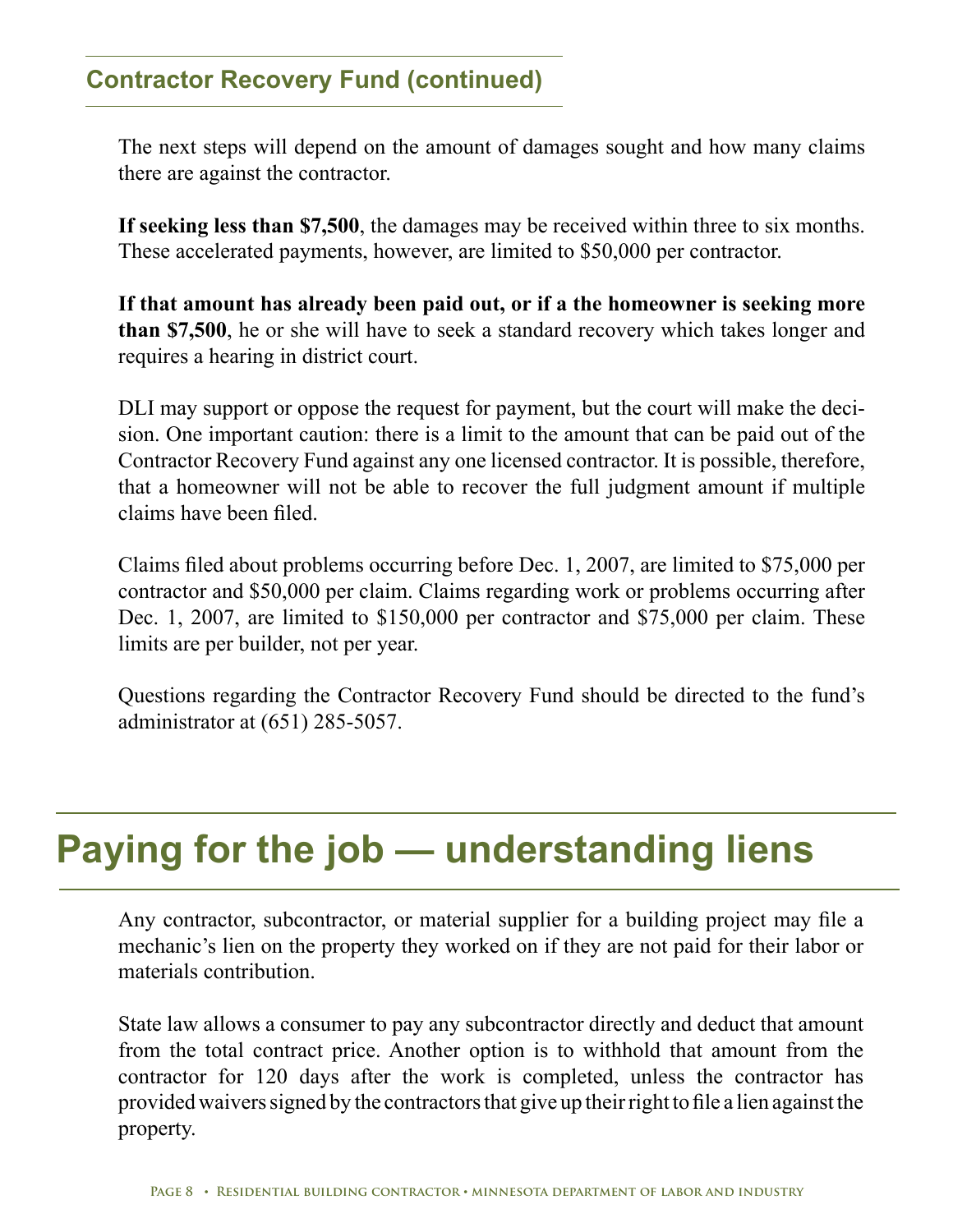## Contractor Recovery Fund (continued)

The next steps will depend on the amount of damages sought and how many claims there are against the contractor.

**If seeking less than $7,500**, the damages may be received within three to six months. These accelerated payments, however, are limited to $50,000 per contractor.

**If that amount has already been paid out, or if a the homeowner is seeking more than $7,500**, he or she will have to seek a standard recovery which takes longer and requires a hearing in district court.

DLI may support or oppose the request for payment, but the court will make the decision. One important caution: there is a limit to the amount that can be paid out of the Contractor Recovery Fund against any one licensed contractor. It is possible, therefore, that a homeowner will not be able to recover the full judgment amount if multiple claims have been filed.

Claims filed about problems occurring before Dec. 1, 2007, are limited to $75,000 per contractor and $50,000 per claim. Claims regarding work or problems occurring after Dec. 1, 2007, are limited to $150,000 per contractor and $75,000 per claim. These limits are per builder, not per year.

Questions regarding the Contractor Recovery Fund should be directed to the fund's administrator at (651) 285-5057.

# Paying for the job — understanding liens

Any contractor, subcontractor, or material supplier for a building project may file a mechanic's lien on the property they worked on if they are not paid for their labor or materials contribution.

State law allows a consumer to pay any subcontractor directly and deduct that amount from the total contract price. Another option is to withhold that amount from the contractor for 120 days after the work is completed, unless the contractor has provided waivers signed by the contractors that give up their right to file a lien against the property.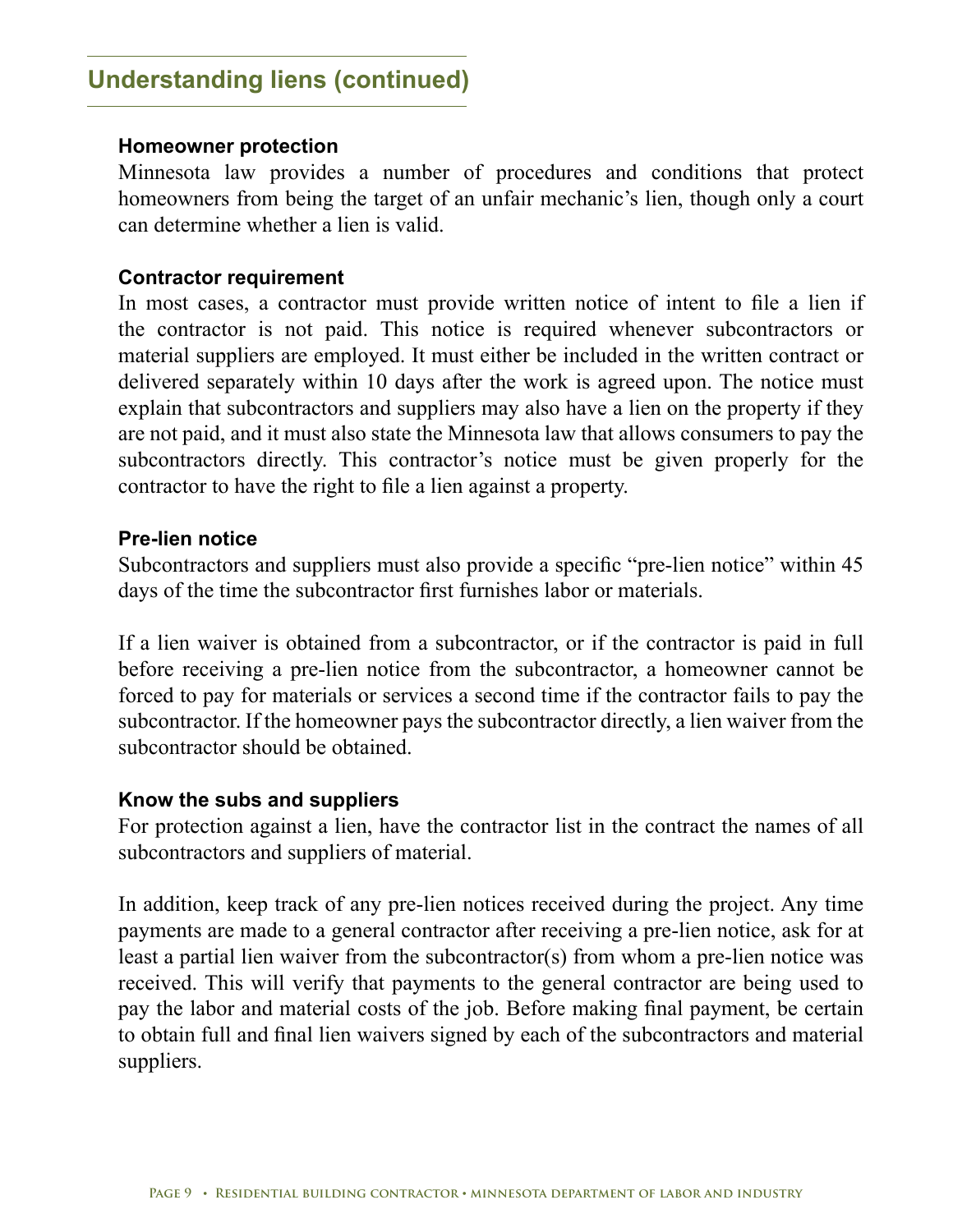## Understanding liens (continued)

### Homeowner protection

Minnesota law provides a number of procedures and conditions that protect homeowners from being the target of an unfair mechanic's lien, though only a court can determine whether a lien is valid.

### Contractor requirement

In most cases, a contractor must provide written notice of intent to file a lien if the contractor is not paid. This notice is required whenever subcontractors or material suppliers are employed. It must either be included in the written contract or delivered separately within 10 days after the work is agreed upon. The notice must explain that subcontractors and suppliers may also have a lien on the property if they are not paid, and it must also state the Minnesota law that allows consumers to pay the subcontractors directly. This contractor's notice must be given properly for the contractor to have the right to file a lien against a property.

### Pre-lien notice

Subcontractors and suppliers must also provide a specific "pre-lien notice" within 45 days of the time the subcontractor first furnishes labor or materials.

If a lien waiver is obtained from a subcontractor, or if the contractor is paid in full before receiving a pre-lien notice from the subcontractor, a homeowner cannot be forced to pay for materials or services a second time if the contractor fails to pay the subcontractor. If the homeowner pays the subcontractor directly, a lien waiver from the subcontractor should be obtained.

### Know the subs and suppliers

For protection against a lien, have the contractor list in the contract the names of all subcontractors and suppliers of material.

In addition, keep track of any pre-lien notices received during the project. Any time payments are made to a general contractor after receiving a pre-lien notice, ask for at least a partial lien waiver from the subcontractor(s) from whom a pre-lien notice was received. This will verify that payments to the general contractor are being used to pay the labor and material costs of the job. Before making final payment, be certain to obtain full and final lien waivers signed by each of the subcontractors and material suppliers.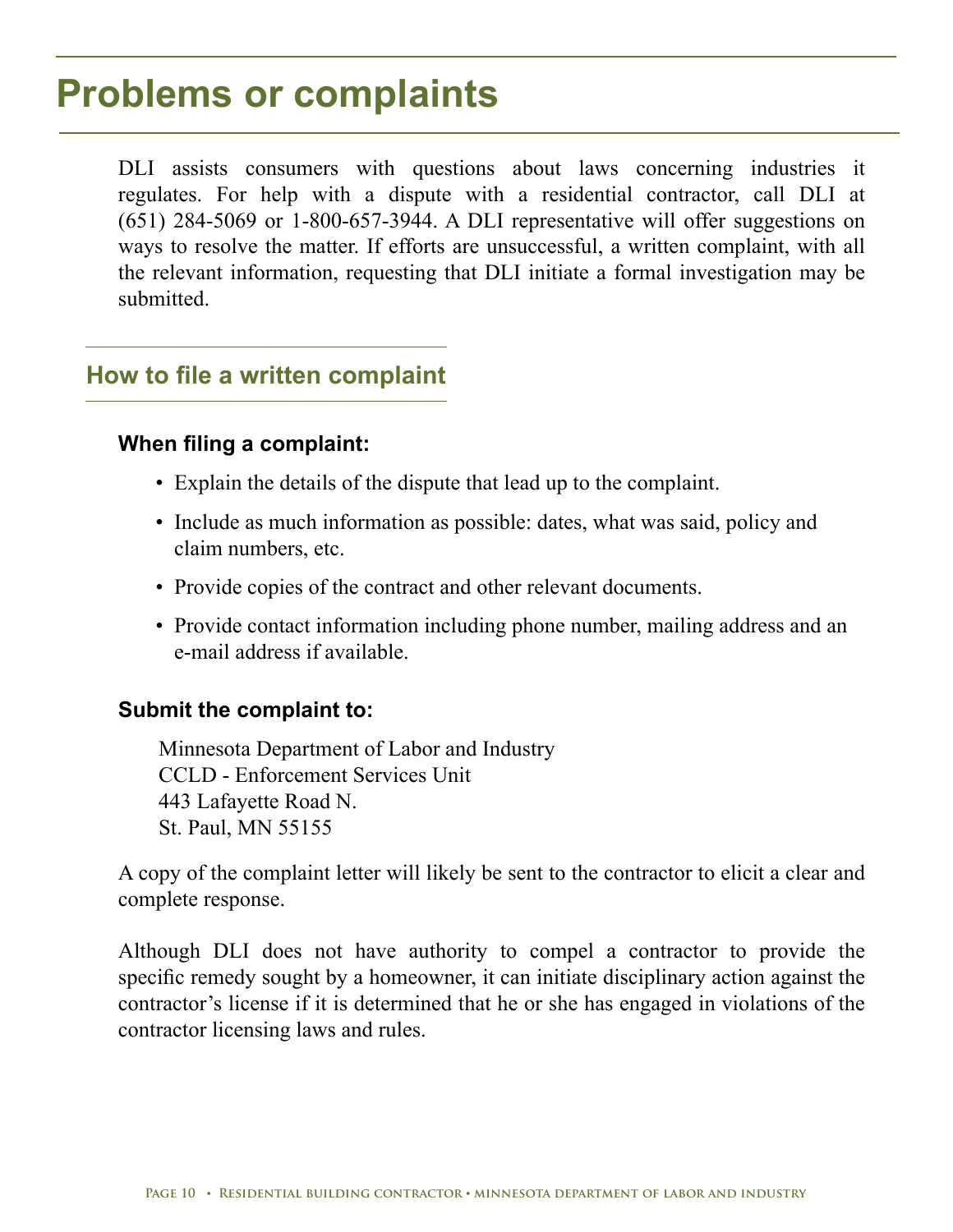# Problems or complaints

DLI assists consumers with questions about laws concerning industries it regulates. For help with a dispute with a residential contractor, call DLI at (651) 284-5069 or 1-800-657-3944. A DLI representative will offer suggestions on ways to resolve the matter. If efforts are unsuccessful, a written complaint, with all the relevant information, requesting that DLI initiate a formal investigation may be submitted.

## How to file a written complaint

**When filing a complaint:**

- Explain the details of the dispute that lead up to the complaint.
- Include as much information as possible: dates, what was said, policy and claim numbers, etc.
- Provide copies of the contract and other relevant documents.
- Provide contact information including phone number, mailing address and an e-mail address if available.

**Submit the complaint to:**

Minnesota Department of Labor and Industry
CCLD - Enforcement Services Unit
443 Lafayette Road N.
St. Paul, MN 55155

A copy of the complaint letter will likely be sent to the contractor to elicit a clear and complete response.

Although DLI does not have authority to compel a contractor to provide the specific remedy sought by a homeowner, it can initiate disciplinary action against the contractor's license if it is determined that he or she has engaged in violations of the contractor licensing laws and rules.